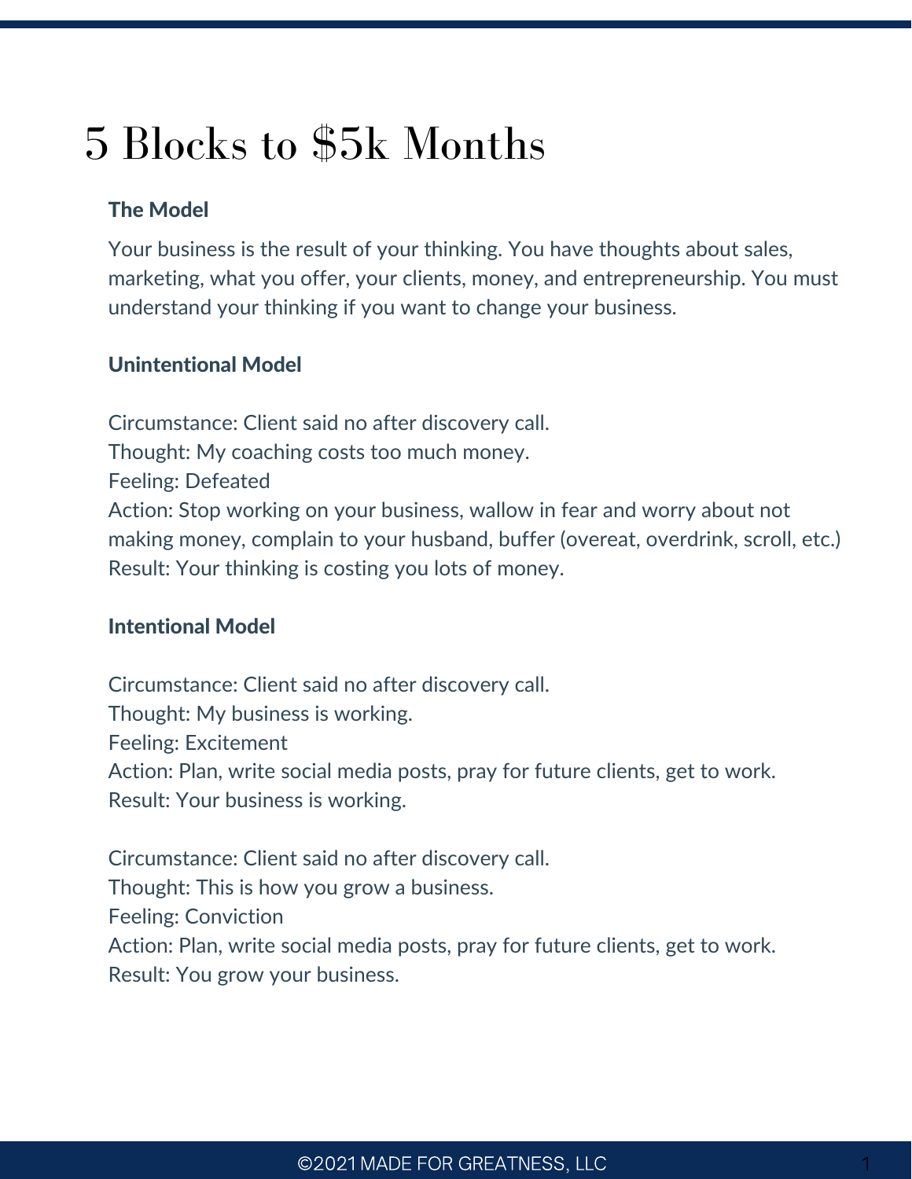# 5 Blocks to $5k Months

### The Model

Your business is the result of your thinking. You have thoughts about sales, marketing, what you offer, your clients, money, and entrepreneurship. You must understand your thinking if you want to change your business.

### Unintentional Model

Circumstance: Client said no after discovery call.
Thought: My coaching costs too much money.
Feeling: Defeated
Action: Stop working on your business, wallow in fear and worry about not making money, complain to your husband, buffer (overeat, overdrink, scroll, etc.)
Result: Your thinking is costing you lots of money.

### Intentional Model

Circumstance: Client said no after discovery call.
Thought: My business is working.
Feeling: Excitement
Action: Plan, write social media posts, pray for future clients, get to work.
Result: Your business is working.

Circumstance: Client said no after discovery call.
Thought: This is how you grow a business.
Feeling: Conviction
Action: Plan, write social media posts, pray for future clients, get to work.
Result: You grow your business.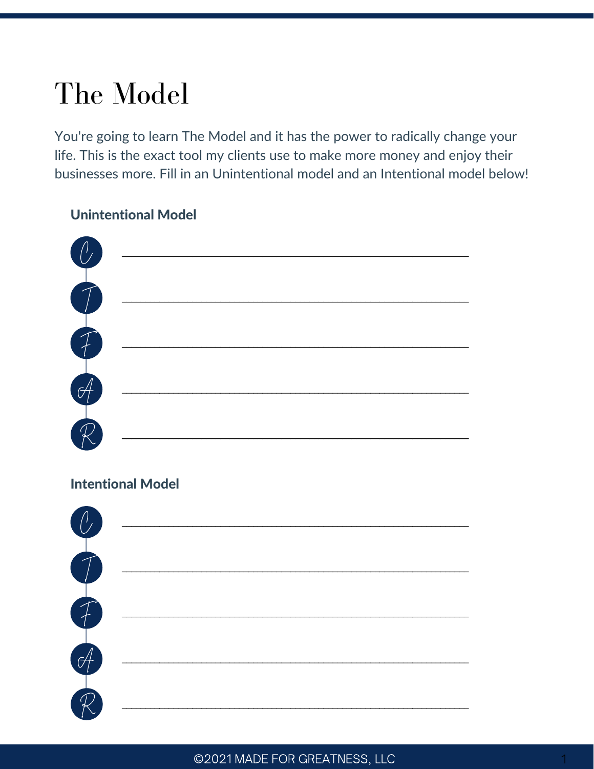# The Model

You're going to learn The Model and it has the power to radically change your life. This is the exact tool my clients use to make more money and enjoy their businesses more. Fill in an Unintentional model and an Intentional model below!

**Unintentional Model**

C ____________________________________________

T ____________________________________________

F ____________________________________________

A ____________________________________________

R ____________________________________________

**Intentional Model**

C ____________________________________________

T ____________________________________________

F ____________________________________________

A ____________________________________________

R ____________________________________________

©2021 MADE FOR GREATNESS, LLC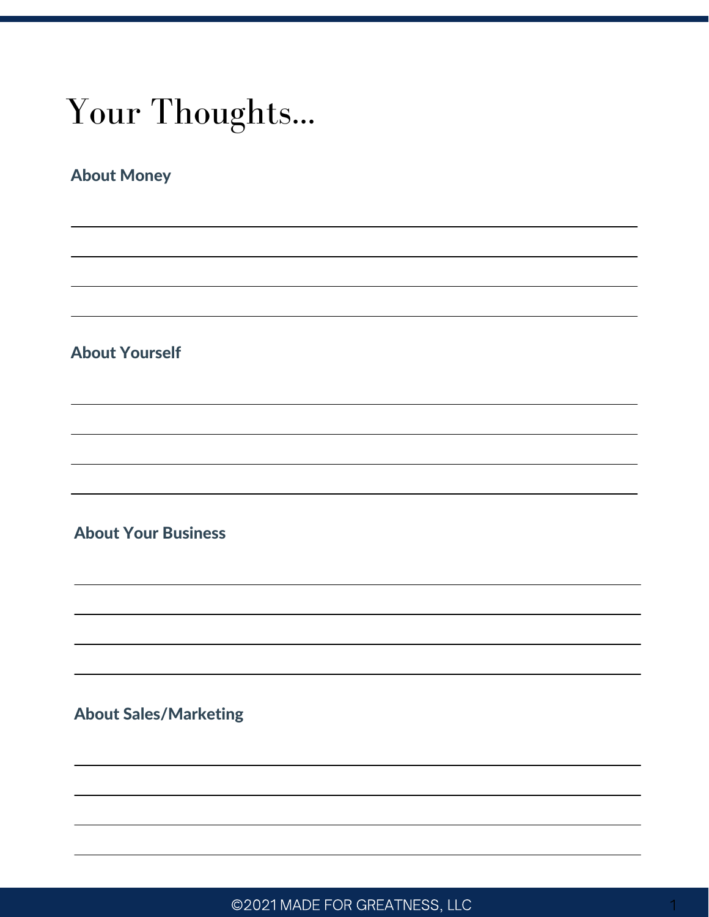# Your Thoughts...

### About Money

### About Yourself

### About Your Business

### About Sales/Marketing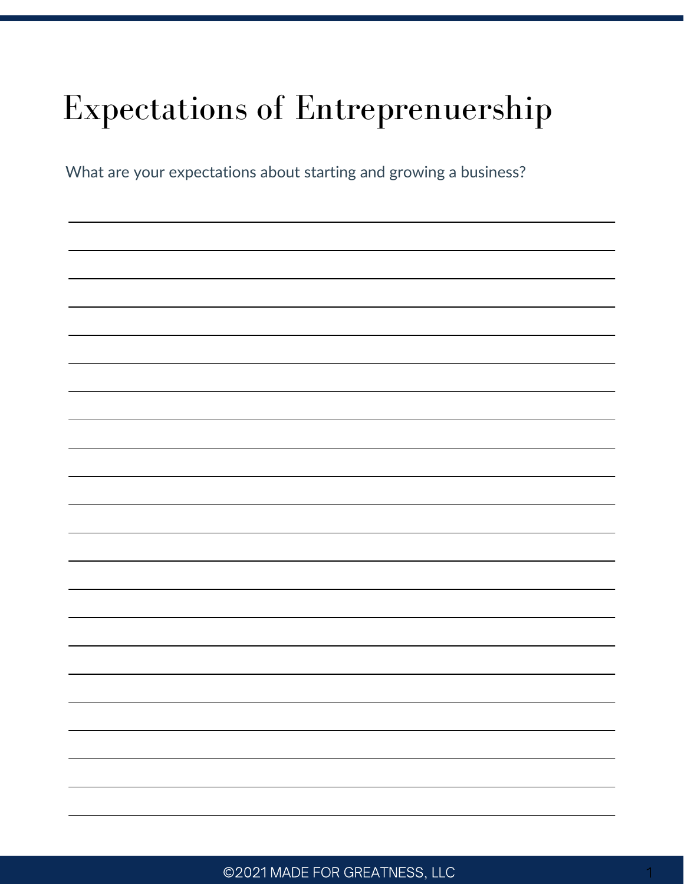# Expectations of Entreprenuership

What are your expectations about starting and growing a business?